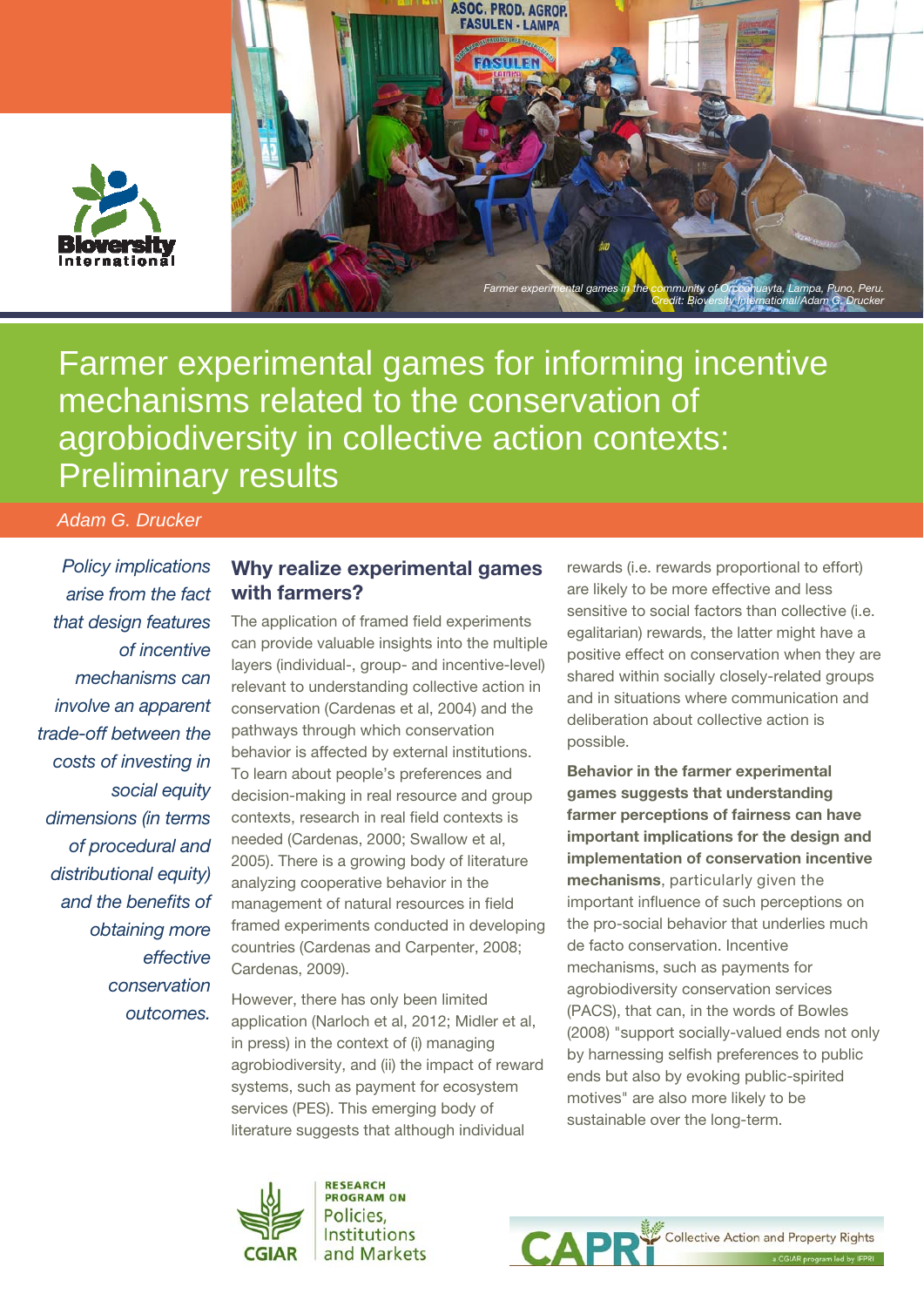Farmer experimental games in the community of Orccohuayta, Lampa, Puno, Peru. Credit: Bioversity International/Adam G. Drucker

# Farmer experimental games for informing incentive mechanisms related to the conservation of agrobiodiversity in collective action contexts: Preliminary results

*Adam G. Drucker*

*Policy implications arise from the fact that design features of incentive mechanisms can involve an apparent trade-off between the costs of investing in social equity dimensions (in terms of procedural and distributional equity) and the benefits of obtaining more effective conservation outcomes.*

## Why realize experimental games with farmers?

The application of framed field experiments can provide valuable insights into the multiple layers (individual-, group- and incentive-level) relevant to understanding collective action in conservation (Cardenas et al, 2004) and the pathways through which conservation behavior is affected by external institutions. To learn about people's preferences and decision-making in real resource and group contexts, research in real field contexts is needed (Cardenas, 2000; Swallow et al, 2005). There is a growing body of literature analyzing cooperative behavior in the management of natural resources in field framed experiments conducted in developing countries (Cardenas and Carpenter, 2008; Cardenas, 2009).

However, there has only been limited application (Narloch et al, 2012; Midler et al, in press) in the context of (i) managing agrobiodiversity, and (ii) the impact of reward systems, such as payment for ecosystem services (PES). This emerging body of literature suggests that although individual rewards (i.e. rewards proportional to effort) are likely to be more effective and less sensitive to social factors than collective (i.e. egalitarian) rewards, the latter might have a positive effect on conservation when they are shared within socially closely-related groups and in situations where communication and deliberation about collective action is possible.

**Behavior in the farmer experimental games suggests that understanding farmer perceptions of fairness can have important implications for the design and implementation of conservation incentive mechanisms**, particularly given the important influence of such perceptions on the pro-social behavior that underlies much de facto conservation. Incentive mechanisms, such as payments for agrobiodiversity conservation services (PACS), that can, in the words of Bowles (2008) "support socially-valued ends not only by harnessing selfish preferences to public ends but also by evoking public-spirited motives" are also more likely to be sustainable over the long-term.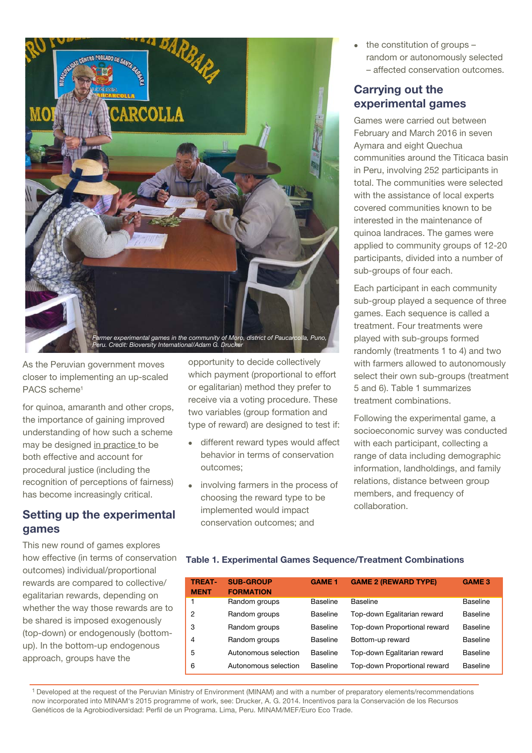*Farmer experimental games in the community of Moro, district of Paucarcolla, Puno, Peru. Credit: Bioversity International/Adam G. Drucker*

As the Peruvian government moves closer to implementing an up-scaled PACS scheme[1] for quinoa, amaranth and other crops, the importance of gaining improved understanding of how such a scheme may be designed in practice to be both effective and account for procedural justice (including the recognition of perceptions of fairness) has become increasingly critical.

## Setting up the experimental games

This new round of games explores how effective (in terms of conservation outcomes) individual/proportional rewards are compared to collective/egalitarian rewards, depending on whether the way those rewards are to be shared is imposed exogenously (top-down) or endogenously (bottom-up). In the bottom-up endogenous approach, groups have the opportunity to decide collectively which payment (proportional to effort or egalitarian) method they prefer to receive via a voting procedure. These two variables (group formation and type of reward) are designed to test if:

- different reward types would affect behavior in terms of conservation outcomes;
- involving farmers in the process of choosing the reward type to be implemented would impact conservation outcomes; and
- the constitution of groups – random or autonomously selected – affected conservation outcomes.

## Carrying out the experimental games

Games were carried out between February and March 2016 in seven Aymara and eight Quechua communities around the Titicaca basin in Peru, involving 252 participants in total. The communities were selected with the assistance of local experts covered communities known to be interested in the maintenance of quinoa landraces. The games were applied to community groups of 12-20 participants, divided into a number of sub-groups of four each.

Each participant in each community sub-group played a sequence of three games. Each sequence is called a treatment. Four treatments were played with sub-groups formed randomly (treatments 1 to 4) and two with farmers allowed to autonomously select their own sub-groups (treatment 5 and 6). Table 1 summarizes treatment combinations.

Following the experimental game, a socioeconomic survey was conducted with each participant, collecting a range of data including demographic information, landholdings, and family relations, distance between group members, and frequency of collaboration.

**Table 1. Experimental Games Sequence/Treatment Combinations**

| TREAT-MENT | SUB-GROUP FORMATION | GAME 1 | GAME 2 (REWARD TYPE) | GAME 3 |
|---|---|---|---|---|
| 1 | Random groups | Baseline | Baseline | Baseline |
| 2 | Random groups | Baseline | Top-down Egalitarian reward | Baseline |
| 3 | Random groups | Baseline | Top-down Proportional reward | Baseline |
| 4 | Random groups | Baseline | Bottom-up reward | Baseline |
| 5 | Autonomous selection | Baseline | Top-down Egalitarian reward | Baseline |
| 6 | Autonomous selection | Baseline | Top-down Proportional reward | Baseline |

[1] Developed at the request of the Peruvian Ministry of Environment (MINAM) and with a number of preparatory elements/recommendations now incorporated into MINAM's 2015 programme of work, see: Drucker, A. G. 2014. Incentivos para la Conservación de los Recursos Genéticos de la Agrobiodiversidad: Perfil de un Programa. Lima, Peru. MINAM/MEF/Euro Eco Trade.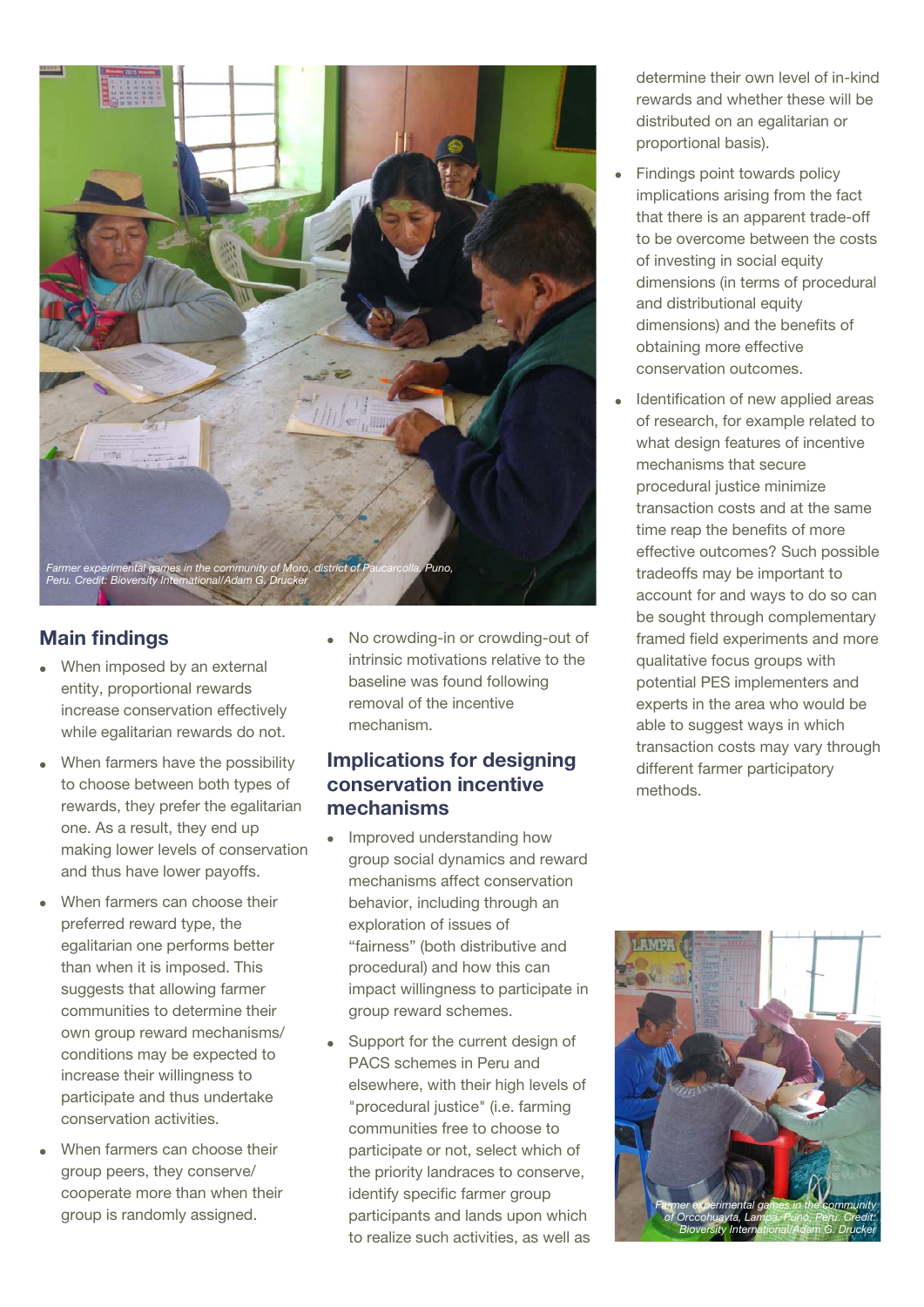Farmer experimental games in the community of Moro, district of Paucarcolla, Puno, Peru. Credit: Bioversity International/Adam G. Drucker

## Main findings

- When imposed by an external entity, proportional rewards increase conservation effectively while egalitarian rewards do not.
- When farmers have the possibility to choose between both types of rewards, they prefer the egalitarian one. As a result, they end up making lower levels of conservation and thus have lower payoffs.
- When farmers can choose their preferred reward type, the egalitarian one performs better than when it is imposed. This suggests that allowing farmer communities to determine their own group reward mechanisms/ conditions may be expected to increase their willingness to participate and thus undertake conservation activities.
- When farmers can choose their group peers, they conserve/ cooperate more than when their group is randomly assigned.
- No crowding-in or crowding-out of intrinsic motivations relative to the baseline was found following removal of the incentive mechanism.

## Implications for designing conservation incentive mechanisms

- Improved understanding how group social dynamics and reward mechanisms affect conservation behavior, including through an exploration of issues of "fairness" (both distributive and procedural) and how this can impact willingness to participate in group reward schemes.
- Support for the current design of PACS schemes in Peru and elsewhere, with their high levels of "procedural justice" (i.e. farming communities free to choose to participate or not, select which of the priority landraces to conserve, identify specific farmer group participants and lands upon which to realize such activities, as well as determine their own level of in-kind rewards and whether these will be distributed on an egalitarian or proportional basis).
- Findings point towards policy implications arising from the fact that there is an apparent trade-off to be overcome between the costs of investing in social equity dimensions (in terms of procedural and distributional equity dimensions) and the benefits of obtaining more effective conservation outcomes.
- Identification of new applied areas of research, for example related to what design features of incentive mechanisms that secure procedural justice minimize transaction costs and at the same time reap the benefits of more effective outcomes? Such possible tradeoffs may be important to account for and ways to do so can be sought through complementary framed field experiments and more qualitative focus groups with potential PES implementers and experts in the area who would be able to suggest ways in which transaction costs may vary through different farmer participatory methods.

Farmer experimental games in the community of Orccohuayta, Lampa, Puno, Peru. Credit: Bioversity International/Adam G. Drucker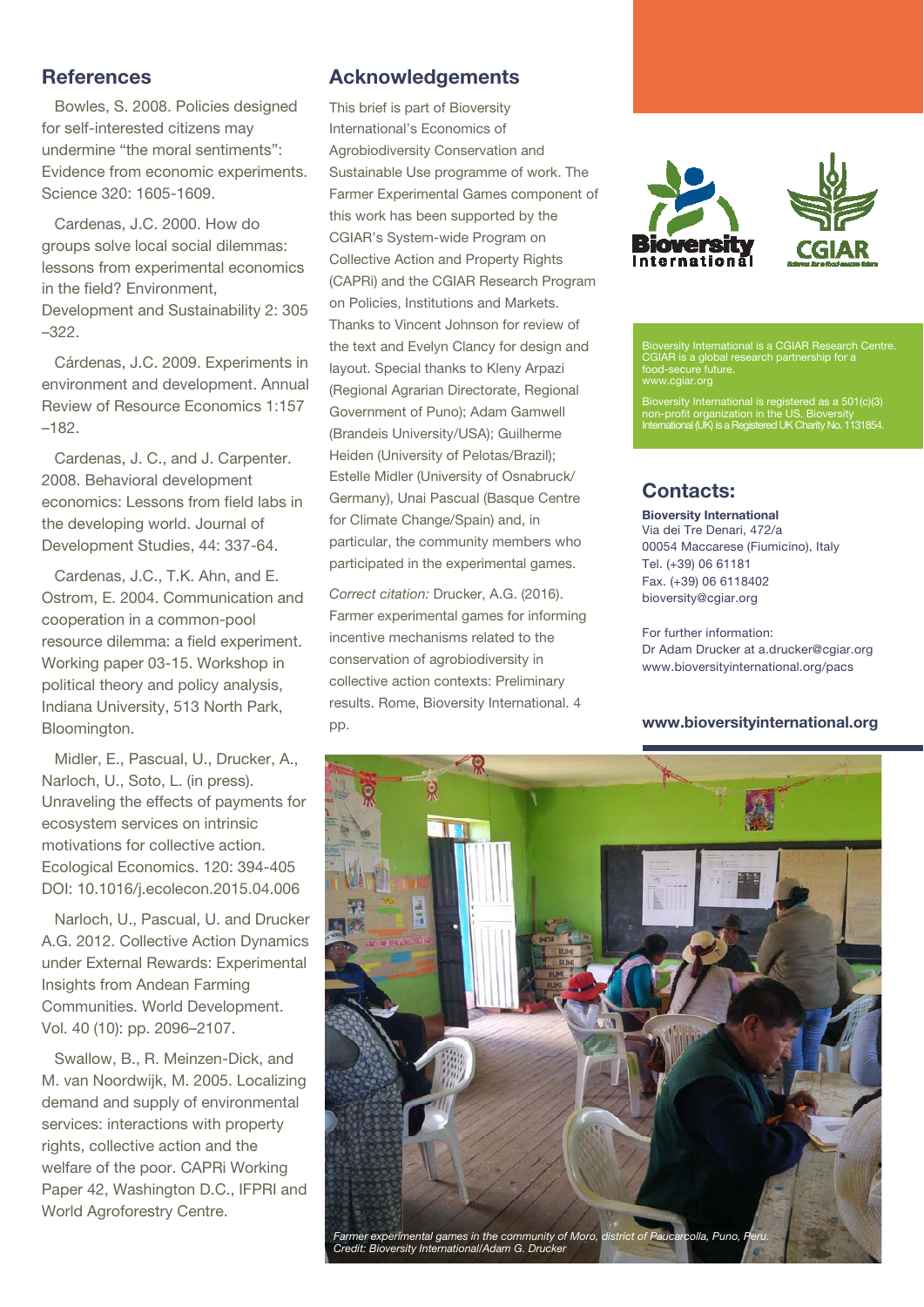## References

Bowles, S. 2008. Policies designed for self-interested citizens may undermine "the moral sentiments": Evidence from economic experiments. Science 320: 1605-1609.

Cardenas, J.C. 2000. How do groups solve local social dilemmas: lessons from experimental economics in the field? Environment, Development and Sustainability 2: 305–322.

Cárdenas, J.C. 2009. Experiments in environment and development. Annual Review of Resource Economics 1:157–182.

Cardenas, J. C., and J. Carpenter. 2008. Behavioral development economics: Lessons from field labs in the developing world. Journal of Development Studies, 44: 337-64.

Cardenas, J.C., T.K. Ahn, and E. Ostrom, E. 2004. Communication and cooperation in a common-pool resource dilemma: a field experiment. Working paper 03-15. Workshop in political theory and policy analysis, Indiana University, 513 North Park, Bloomington.

Midler, E., Pascual, U., Drucker, A., Narloch, U., Soto, L. (in press). Unraveling the effects of payments for ecosystem services on intrinsic motivations for collective action. Ecological Economics. 120: 394-405 DOI: 10.1016/j.ecolecon.2015.04.006

Narloch, U., Pascual, U. and Drucker A.G. 2012. Collective Action Dynamics under External Rewards: Experimental Insights from Andean Farming Communities. World Development. Vol. 40 (10): pp. 2096–2107.

Swallow, B., R. Meinzen-Dick, and M. van Noordwijk, M. 2005. Localizing demand and supply of environmental services: interactions with property rights, collective action and the welfare of the poor. CAPRi Working Paper 42, Washington D.C., IFPRI and World Agroforestry Centre.

## Acknowledgements

This brief is part of Bioversity International's Economics of Agrobiodiversity Conservation and Sustainable Use programme of work. The Farmer Experimental Games component of this work has been supported by the CGIAR's System-wide Program on Collective Action and Property Rights (CAPRi) and the CGIAR Research Program on Policies, Institutions and Markets. Thanks to Vincent Johnson for review of the text and Evelyn Clancy for design and layout. Special thanks to Kleny Arpazi (Regional Agrarian Directorate, Regional Government of Puno); Adam Gamwell (Brandeis University/USA); Guilherme Heiden (University of Pelotas/Brazil); Estelle Midler (University of Osnabruck/Germany), Unai Pascual (Basque Centre for Climate Change/Spain) and, in particular, the community members who participated in the experimental games.

*Correct citation:* Drucker, A.G. (2016). Farmer experimental games for informing incentive mechanisms related to the conservation of agrobiodiversity in collective action contexts: Preliminary results. Rome, Bioversity International. 4 pp.

Bioversity International is a CGIAR Research Centre. CGIAR is a global research partnership for a food-secure future.
www.cgiar.org

Bioversity International is registered as a 501(c)(3) non-profit organization in the US. Bioversity International (UK) is a Registered UK Charity No. 1131854.

## Contacts:

**Bioversity International**
Via dei Tre Denari, 472/a
00054 Maccarese (Fiumicino), Italy
Tel. (+39) 06 61181
Fax. (+39) 06 6118402
bioversity@cgiar.org

For further information:
Dr Adam Drucker at a.drucker@cgiar.org
www.bioversityinternational.org/pacs

**www.bioversityinternational.org**

*Farmer experimental games in the community of Moro, district of Paucarcolla, Puno, Peru.*
*Credit: Bioversity International/Adam G. Drucker*